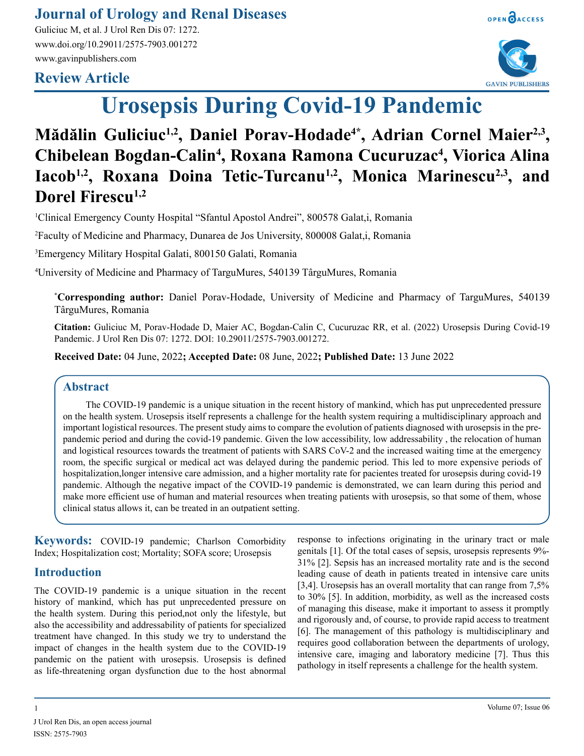# Urosepsis During Covid-19 Pandemic

**Mădălin Guliciuc[1,2], Daniel Porav-Hodade[4*], Adrian Cornel Maier[2,3], Chibelean Bogdan-Calin[4], Roxana Ramona Cucuruzac[4], Viorica Alina Iacob[1,2], Roxana Doina Tetic-Turcanu[1,2], Monica Marinescu[2,3], and Dorel Firescu[1,2]**

[1]Clinical Emergency County Hospital "Sfantul Apostol Andrei", 800578 Galat,i, Romania

[2]Faculty of Medicine and Pharmacy, Dunarea de Jos University, 800008 Galat,i, Romania

[3]Emergency Military Hospital Galati, 800150 Galati, Romania

[4]University of Medicine and Pharmacy of TarguMures, 540139 TârguMures, Romania

[*]**Corresponding author:** Daniel Porav-Hodade, University of Medicine and Pharmacy of TarguMures, 540139 TârguMures, Romania

**Citation:** Guliciuc M, Porav-Hodade D, Maier AC, Bogdan-Calin C, Cucuruzac RR, et al. (2022) Urosepsis During Covid-19 Pandemic. J Urol Ren Dis 07: 1272. DOI: 10.29011/2575-7903.001272.

**Received Date:** 04 June, 2022**; Accepted Date:** 08 June, 2022**; Published Date:** 13 June 2022

## Abstract

The COVID-19 pandemic is a unique situation in the recent history of mankind, which has put unprecedented pressure on the health system. Urosepsis itself represents a challenge for the health system requiring a multidisciplinary approach and important logistical resources. The present study aims to compare the evolution of patients diagnosed with urosepsis in the pre-pandemic period and during the covid-19 pandemic. Given the low accessibility, low addressability , the relocation of human and logistical resources towards the treatment of patients with SARS CoV-2 and the increased waiting time at the emergency room, the specific surgical or medical act was delayed during the pandemic period. This led to more expensive periods of hospitalization,longer intensive care admission, and a higher mortality rate for pacientes treated for urosepsis during covid-19 pandemic. Although the negative impact of the COVID-19 pandemic is demonstrated, we can learn during this period and make more efficient use of human and material resources when treating patients with urosepsis, so that some of them, whose clinical status allows it, can be treated in an outpatient setting.

**Keywords:** COVID-19 pandemic; Charlson Comorbidity Index; Hospitalization cost; Mortality; SOFA score; Urosepsis

## Introduction

The COVID-19 pandemic is a unique situation in the recent history of mankind, which has put unprecedented pressure on the health system. During this period,not only the lifestyle, but also the accessibility and addressability of patients for specialized treatment have changed. In this study we try to understand the impact of changes in the health system due to the COVID-19 pandemic on the patient with urosepsis. Urosepsis is defined as life-threatening organ dysfunction due to the host abnormal response to infections originating in the urinary tract or male genitals [1]. Of the total cases of sepsis, urosepsis represents 9%-31% [2]. Sepsis has an increased mortality rate and is the second leading cause of death in patients treated in intensive care units [3,4]. Urosepsis has an overall mortality that can range from 7,5% to 30% [5]. In addition, morbidity, as well as the increased costs of managing this disease, make it important to assess it promptly and rigorously and, of course, to provide rapid access to treatment [6]. The management of this pathology is multidisciplinary and requires good collaboration between the departments of urology, intensive care, imaging and laboratory medicine [7]. Thus this pathology in itself represents a challenge for the health system.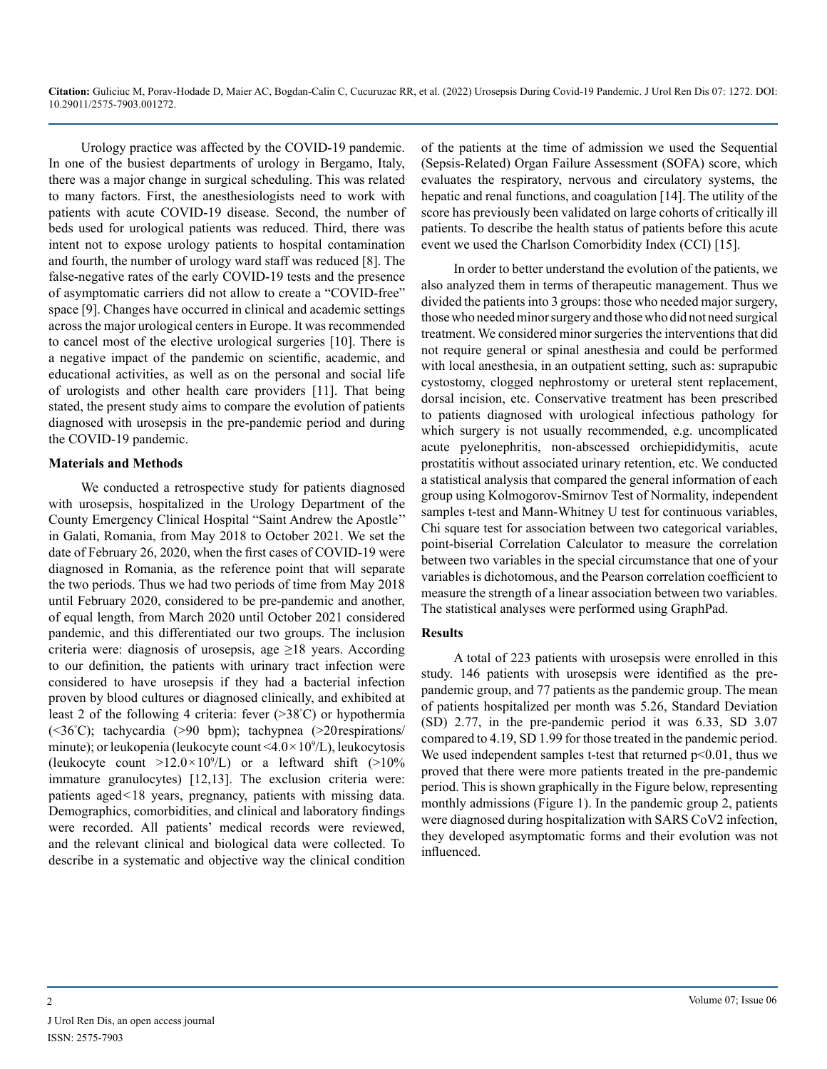Urology practice was affected by the COVID-19 pandemic. In one of the busiest departments of urology in Bergamo, Italy, there was a major change in surgical scheduling. This was related to many factors. First, the anesthesiologists need to work with patients with acute COVID-19 disease. Second, the number of beds used for urological patients was reduced. Third, there was intent not to expose urology patients to hospital contamination and fourth, the number of urology ward staff was reduced [8]. The false-negative rates of the early COVID-19 tests and the presence of asymptomatic carriers did not allow to create a "COVID-free" space [9]. Changes have occurred in clinical and academic settings across the major urological centers in Europe. It was recommended to cancel most of the elective urological surgeries [10]. There is a negative impact of the pandemic on scientific, academic, and educational activities, as well as on the personal and social life of urologists and other health care providers [11]. That being stated, the present study aims to compare the evolution of patients diagnosed with urosepsis in the pre-pandemic period and during the COVID-19 pandemic.

## Materials and Methods

We conducted a retrospective study for patients diagnosed with urosepsis, hospitalized in the Urology Department of the County Emergency Clinical Hospital "Saint Andrew the Apostle" in Galati, Romania, from May 2018 to October 2021. We set the date of February 26, 2020, when the first cases of COVID-19 were diagnosed in Romania, as the reference point that will separate the two periods. Thus we had two periods of time from May 2018 until February 2020, considered to be pre-pandemic and another, of equal length, from March 2020 until October 2021 considered pandemic, and this differentiated our two groups. The inclusion criteria were: diagnosis of urosepsis, age ≥18 years. According to our definition, the patients with urinary tract infection were considered to have urosepsis if they had a bacterial infection proven by blood cultures or diagnosed clinically, and exhibited at least 2 of the following 4 criteria: fever (>38°C) or hypothermia (<36°C); tachycardia (>90 bpm); tachypnea (>20 respirations/minute); or leukopenia (leukocyte count $<4.0\times10^9$/L), leukocytosis (leukocyte count $>12.0\times10^9$/L) or a leftward shift (>10% immature granulocytes) [12,13]. The exclusion criteria were: patients aged <18 years, pregnancy, patients with missing data. Demographics, comorbidities, and clinical and laboratory findings were recorded. All patients' medical records were reviewed, and the relevant clinical and biological data were collected. To describe in a systematic and objective way the clinical condition of the patients at the time of admission we used the Sequential (Sepsis-Related) Organ Failure Assessment (SOFA) score, which evaluates the respiratory, nervous and circulatory systems, the hepatic and renal functions, and coagulation [14]. The utility of the score has previously been validated on large cohorts of critically ill patients. To describe the health status of patients before this acute event we used the Charlson Comorbidity Index (CCI) [15].

In order to better understand the evolution of the patients, we also analyzed them in terms of therapeutic management. Thus we divided the patients into 3 groups: those who needed major surgery, those who needed minor surgery and those who did not need surgical treatment. We considered minor surgeries the interventions that did not require general or spinal anesthesia and could be performed with local anesthesia, in an outpatient setting, such as: suprapubic cystostomy, clogged nephrostomy or ureteral stent replacement, dorsal incision, etc. Conservative treatment has been prescribed to patients diagnosed with urological infectious pathology for which surgery is not usually recommended, e.g. uncomplicated acute pyelonephritis, non-abscessed orchiepididymitis, acute prostatitis without associated urinary retention, etc. We conducted a statistical analysis that compared the general information of each group using Kolmogorov-Smirnov Test of Normality, independent samples t-test and Mann-Whitney U test for continuous variables, Chi square test for association between two categorical variables, point-biserial Correlation Calculator to measure the correlation between two variables in the special circumstance that one of your variables is dichotomous, and the Pearson correlation coefficient to measure the strength of a linear association between two variables. The statistical analyses were performed using GraphPad.

## Results

A total of 223 patients with urosepsis were enrolled in this study. 146 patients with urosepsis were identified as the pre-pandemic group, and 77 patients as the pandemic group. The mean of patients hospitalized per month was 5.26, Standard Deviation (SD) 2.77, in the pre-pandemic period it was 6.33, SD 3.07 compared to 4.19, SD 1.99 for those treated in the pandemic period. We used independent samples t-test that returned $p<0.01$, thus we proved that there were more patients treated in the pre-pandemic period. This is shown graphically in the Figure below, representing monthly admissions (Figure 1). In the pandemic group 2, patients were diagnosed during hospitalization with SARS CoV2 infection, they developed asymptomatic forms and their evolution was not influenced.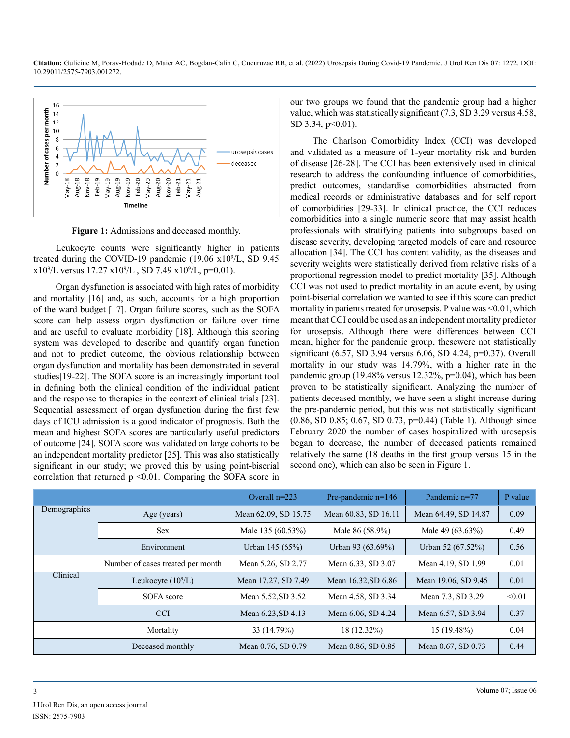16
14
12
10
8
6
4
2
0

Number of cases per month

May-18 Aug-18 Nov-18 Feb-19 May-19 Aug-19 Nov-19 Feb-20 May-20 Aug-20 Nov-20 Feb-21 May-21 Aug-21

Timeline

urosepsis cases
deceased

**Figure 1:** Admissions and deceased monthly.

Leukocyte counts were significantly higher in patients treated during the COVID-19 pandemic (19.06 x$10^9$/L, SD 9.45 x$10^9$/L versus 17.27 x$10^9$/L , SD 7.49 x$10^9$/L, p=0.01).

Organ dysfunction is associated with high rates of morbidity and mortality [16] and, as such, accounts for a high proportion of the ward budget [17]. Organ failure scores, such as the SOFA score can help assess organ dysfunction or failure over time and are useful to evaluate morbidity [18]. Although this scoring system was developed to describe and quantify organ function and not to predict outcome, the obvious relationship between organ dysfunction and mortality has been demonstrated in several studies[19-22]. The SOFA score is an increasingly important tool in defining both the clinical condition of the individual patient and the response to therapies in the context of clinical trials [23]. Sequential assessment of organ dysfunction during the first few days of ICU admission is a good indicator of prognosis. Both the mean and highest SOFA scores are particularly useful predictors of outcome [24]. SOFA score was validated on large cohorts to be an independent mortality predictor [25]. This was also statistically significant in our study; we proved this by using point-biserial correlation that returned p <0.01. Comparing the SOFA score in our two groups we found that the pandemic group had a higher value, which was statistically significant (7.3, SD 3.29 versus 4.58, SD 3.34, p<0.01).

The Charlson Comorbidity Index (CCI) was developed and validated as a measure of 1-year mortality risk and burden of disease [26-28]. The CCI has been extensively used in clinical research to address the confounding influence of comorbidities, predict outcomes, standardise comorbidities abstracted from medical records or administrative databases and for self report of comorbidities [29-33]. In clinical practice, the CCI reduces comorbidities into a single numeric score that may assist health professionals with stratifying patients into subgroups based on disease severity, developing targeted models of care and resource allocation [34]. The CCI has content validity, as the diseases and severity weights were statistically derived from relative risks of a proportional regression model to predict mortality [35]. Although CCI was not used to predict mortality in an acute event, by using point-biserial correlation we wanted to see if this score can predict mortality in patients treated for urosepsis. P value was <0.01, which meant that CCI could be used as an independent mortality predictor for urosepsis. Although there were differences between CCI mean, higher for the pandemic group, thesewere not statistically significant (6.57, SD 3.94 versus 6.06, SD 4.24, p=0.37). Overall mortality in our study was 14.79%, with a higher rate in the pandemic group (19.48% versus 12.32%, p=0.04), which has been proven to be statistically significant. Analyzing the number of patients deceased monthly, we have seen a slight increase during the pre-pandemic period, but this was not statistically significant (0.86, SD 0.85; 0.67, SD 0.73, p=0.44) (Table 1). Although since February 2020 the number of cases hospitalized with urosepsis began to decrease, the number of deceased patients remained relatively the same (18 deaths in the first group versus 15 in the second one), which can also be seen in Figure 1.

| | | Overall n=223 | Pre-pandemic n=146 | Pandemic n=77 | P value |
|---|---|---|---|---|---|
| Demographics | Age (years) | Mean 62.09, SD 15.75 | Mean 60.83, SD 16.11 | Mean 64.49, SD 14.87 | 0.09 |
| | Sex | Male 135 (60.53%) | Male 86 (58.9%) | Male 49 (63.63%) | 0.49 |
| | Environment | Urban 145 (65%) | Urban 93 (63.69%) | Urban 52 (67.52%) | 0.56 |
| Clinical | Number of cases treated per month | Mean 5.26, SD 2.77 | Mean 6.33, SD 3.07 | Mean 4.19, SD 1.99 | 0.01 |
| | Leukocyte ($10^9$/L) | Mean 17.27, SD 7.49 | Mean 16.32,SD 6.86 | Mean 19.06, SD 9.45 | 0.01 |
| | SOFA score | Mean 5.52,SD 3.52 | Mean 4.58, SD 3.34 | Mean 7.3, SD 3.29 | <0.01 |
| | CCI | Mean 6.23,SD 4.13 | Mean 6.06, SD 4.24 | Mean 6.57, SD 3.94 | 0.37 |
| | Mortality | 33 (14.79%) | 18 (12.32%) | 15 (19.48%) | 0.04 |
| | Deceased monthly | Mean 0.76, SD 0.79 | Mean 0.86, SD 0.85 | Mean 0.67, SD 0.73 | 0.44 |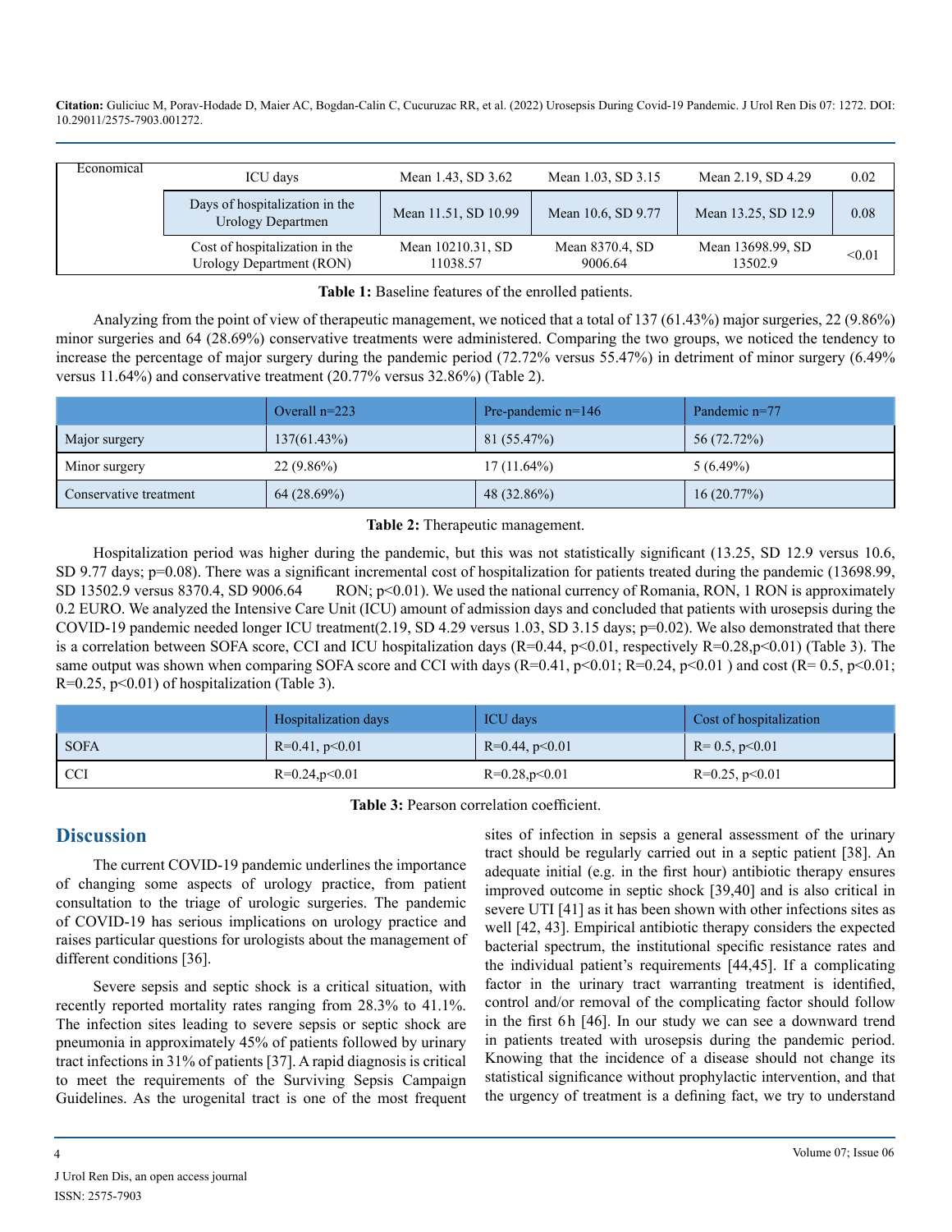| | | | | | |
|---|---|---|---|---|---|
| Economical | ICU days | Mean 1.43, SD 3.62 | Mean 1.03, SD 3.15 | Mean 2.19, SD 4.29 | 0.02 |
| | Days of hospitalization in the Urology Departmen | Mean 11.51, SD 10.99 | Mean 10.6, SD 9.77 | Mean 13.25, SD 12.9 | 0.08 |
| | Cost of hospitalization in the Urology Department (RON) | Mean 10210.31, SD 11038.57 | Mean 8370.4, SD 9006.64 | Mean 13698.99, SD 13502.9 | <0.01 |

**Table 1:** Baseline features of the enrolled patients.

Analyzing from the point of view of therapeutic management, we noticed that a total of 137 (61.43%) major surgeries, 22 (9.86%) minor surgeries and 64 (28.69%) conservative treatments were administered. Comparing the two groups, we noticed the tendency to increase the percentage of major surgery during the pandemic period (72.72% versus 55.47%) in detriment of minor surgery (6.49% versus 11.64%) and conservative treatment (20.77% versus 32.86%) (Table 2).

| | Overall n=223 | Pre-pandemic n=146 | Pandemic n=77 |
|---|---|---|---|
| Major surgery | 137(61.43%) | 81 (55.47%) | 56 (72.72%) |
| Minor surgery | 22 (9.86%) | 17 (11.64%) | 5 (6.49%) |
| Conservative treatment | 64 (28.69%) | 48 (32.86%) | 16 (20.77%) |

**Table 2:** Therapeutic management.

Hospitalization period was higher during the pandemic, but this was not statistically significant (13.25, SD 12.9 versus 10.6, SD 9.77 days; p=0.08). There was a significant incremental cost of hospitalization for patients treated during the pandemic (13698.99, SD 13502.9 versus 8370.4, SD 9006.64 RON; p<0.01). We used the national currency of Romania, RON, 1 RON is approximately 0.2 EURO. We analyzed the Intensive Care Unit (ICU) amount of admission days and concluded that patients with urosepsis during the COVID-19 pandemic needed longer ICU treatment(2.19, SD 4.29 versus 1.03, SD 3.15 days; p=0.02). We also demonstrated that there is a correlation between SOFA score, CCI and ICU hospitalization days (R=0.44, p<0.01, respectively R=0.28,p<0.01) (Table 3). The same output was shown when comparing SOFA score and CCI with days (R=0.41, p<0.01; R=0.24, p<0.01 ) and cost (R= 0.5, p<0.01; R=0.25, p<0.01) of hospitalization (Table 3).

| | Hospitalization days | ICU days | Cost of hospitalization |
|---|---|---|---|
| SOFA | R=0.41, p<0.01 | R=0.44, p<0.01 | R= 0.5, p<0.01 |
| CCI | R=0.24,p<0.01 | R=0.28,p<0.01 | R=0.25, p<0.01 |

**Table 3:** Pearson correlation coefficient.

## Discussion

The current COVID-19 pandemic underlines the importance of changing some aspects of urology practice, from patient consultation to the triage of urologic surgeries. The pandemic of COVID-19 has serious implications on urology practice and raises particular questions for urologists about the management of different conditions [36].

Severe sepsis and septic shock is a critical situation, with recently reported mortality rates ranging from 28.3% to 41.1%. The infection sites leading to severe sepsis or septic shock are pneumonia in approximately 45% of patients followed by urinary tract infections in 31% of patients [37]. A rapid diagnosis is critical to meet the requirements of the Surviving Sepsis Campaign Guidelines. As the urogenital tract is one of the most frequent sites of infection in sepsis a general assessment of the urinary tract should be regularly carried out in a septic patient [38]. An adequate initial (e.g. in the first hour) antibiotic therapy ensures improved outcome in septic shock [39,40] and is also critical in severe UTI [41] as it has been shown with other infections sites as well [42, 43]. Empirical antibiotic therapy considers the expected bacterial spectrum, the institutional specific resistance rates and the individual patient's requirements [44,45]. If a complicating factor in the urinary tract warranting treatment is identified, control and/or removal of the complicating factor should follow in the first 6 h [46]. In our study we can see a downward trend in patients treated with urosepsis during the pandemic period. Knowing that the incidence of a disease should not change its statistical significance without prophylactic intervention, and that the urgency of treatment is a defining fact, we try to understand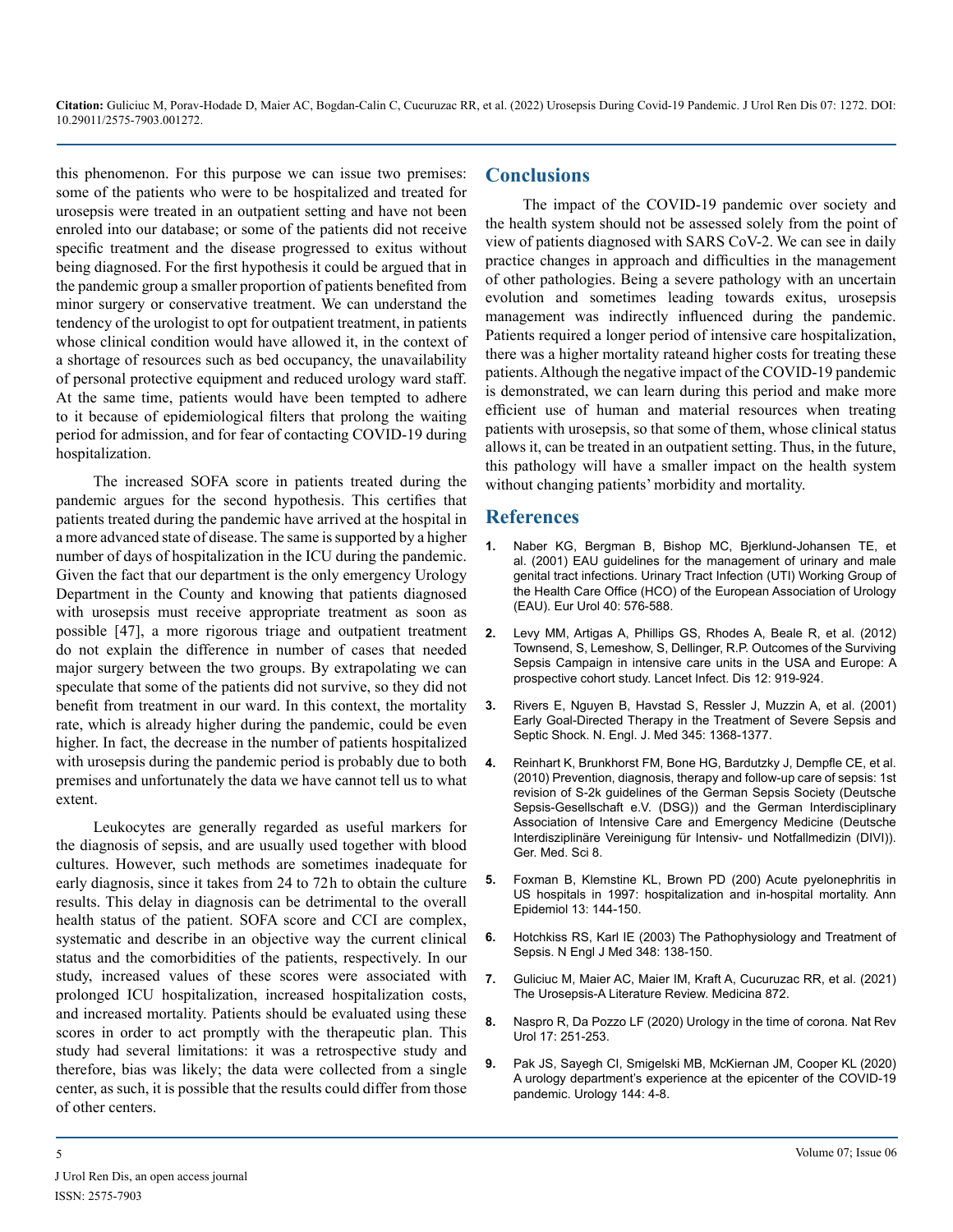this phenomenon. For this purpose we can issue two premises: some of the patients who were to be hospitalized and treated for urosepsis were treated in an outpatient setting and have not been enroled into our database; or some of the patients did not receive specific treatment and the disease progressed to exitus without being diagnosed. For the first hypothesis it could be argued that in the pandemic group a smaller proportion of patients benefited from minor surgery or conservative treatment. We can understand the tendency of the urologist to opt for outpatient treatment, in patients whose clinical condition would have allowed it, in the context of a shortage of resources such as bed occupancy, the unavailability of personal protective equipment and reduced urology ward staff. At the same time, patients would have been tempted to adhere to it because of epidemiological filters that prolong the waiting period for admission, and for fear of contacting COVID-19 during hospitalization.

The increased SOFA score in patients treated during the pandemic argues for the second hypothesis. This certifies that patients treated during the pandemic have arrived at the hospital in a more advanced state of disease. The same is supported by a higher number of days of hospitalization in the ICU during the pandemic. Given the fact that our department is the only emergency Urology Department in the County and knowing that patients diagnosed with urosepsis must receive appropriate treatment as soon as possible [47], a more rigorous triage and outpatient treatment do not explain the difference in number of cases that needed major surgery between the two groups. By extrapolating we can speculate that some of the patients did not survive, so they did not benefit from treatment in our ward. In this context, the mortality rate, which is already higher during the pandemic, could be even higher. In fact, the decrease in the number of patients hospitalized with urosepsis during the pandemic period is probably due to both premises and unfortunately the data we have cannot tell us to what extent.

Leukocytes are generally regarded as useful markers for the diagnosis of sepsis, and are usually used together with blood cultures. However, such methods are sometimes inadequate for early diagnosis, since it takes from 24 to 72 h to obtain the culture results. This delay in diagnosis can be detrimental to the overall health status of the patient. SOFA score and CCI are complex, systematic and describe in an objective way the current clinical status and the comorbidities of the patients, respectively. In our study, increased values of these scores were associated with prolonged ICU hospitalization, increased hospitalization costs, and increased mortality. Patients should be evaluated using these scores in order to act promptly with the therapeutic plan. This study had several limitations: it was a retrospective study and therefore, bias was likely; the data were collected from a single center, as such, it is possible that the results could differ from those of other centers.

## Conclusions

The impact of the COVID-19 pandemic over society and the health system should not be assessed solely from the point of view of patients diagnosed with SARS CoV-2. We can see in daily practice changes in approach and difficulties in the management of other pathologies. Being a severe pathology with an uncertain evolution and sometimes leading towards exitus, urosepsis management was indirectly influenced during the pandemic. Patients required a longer period of intensive care hospitalization, there was a higher mortality rateand higher costs for treating these patients. Although the negative impact of the COVID-19 pandemic is demonstrated, we can learn during this period and make more efficient use of human and material resources when treating patients with urosepsis, so that some of them, whose clinical status allows it, can be treated in an outpatient setting. Thus, in the future, this pathology will have a smaller impact on the health system without changing patients' morbidity and mortality.

## References

1. Naber KG, Bergman B, Bishop MC, Bjerklund-Johansen TE, et al. (2001) EAU guidelines for the management of urinary and male genital tract infections. Urinary Tract Infection (UTI) Working Group of the Health Care Office (HCO) of the European Association of Urology (EAU). Eur Urol 40: 576-588.
2. Levy MM, Artigas A, Phillips GS, Rhodes A, Beale R, et al. (2012) Townsend, S, Lemeshow, S, Dellinger, R.P. Outcomes of the Surviving Sepsis Campaign in intensive care units in the USA and Europe: A prospective cohort study. Lancet Infect. Dis 12: 919-924.
3. Rivers E, Nguyen B, Havstad S, Ressler J, Muzzin A, et al. (2001) Early Goal-Directed Therapy in the Treatment of Severe Sepsis and Septic Shock. N. Engl. J. Med 345: 1368-1377.
4. Reinhart K, Brunkhorst FM, Bone HG, Bardutzky J, Dempfle CE, et al. (2010) Prevention, diagnosis, therapy and follow-up care of sepsis: 1st revision of S-2k guidelines of the German Sepsis Society (Deutsche Sepsis-Gesellschaft e.V. (DSG)) and the German Interdisciplinary Association of Intensive Care and Emergency Medicine (Deutsche Interdisziplinäre Vereinigung für Intensiv- und Notfallmedizin (DIVI)). Ger. Med. Sci 8.
5. Foxman B, Klemstine KL, Brown PD (200) Acute pyelonephritis in US hospitals in 1997: hospitalization and in-hospital mortality. Ann Epidemiol 13: 144-150.
6. Hotchkiss RS, Karl IE (2003) The Pathophysiology and Treatment of Sepsis. N Engl J Med 348: 138-150.
7. Guliciuc M, Maier AC, Maier IM, Kraft A, Cucuruzac RR, et al. (2021) The Urosepsis-A Literature Review. Medicina 872.
8. Naspro R, Da Pozzo LF (2020) Urology in the time of corona. Nat Rev Urol 17: 251-253.
9. Pak JS, Sayegh CI, Smigelski MB, McKiernan JM, Cooper KL (2020) A urology department's experience at the epicenter of the COVID-19 pandemic. Urology 144: 4-8.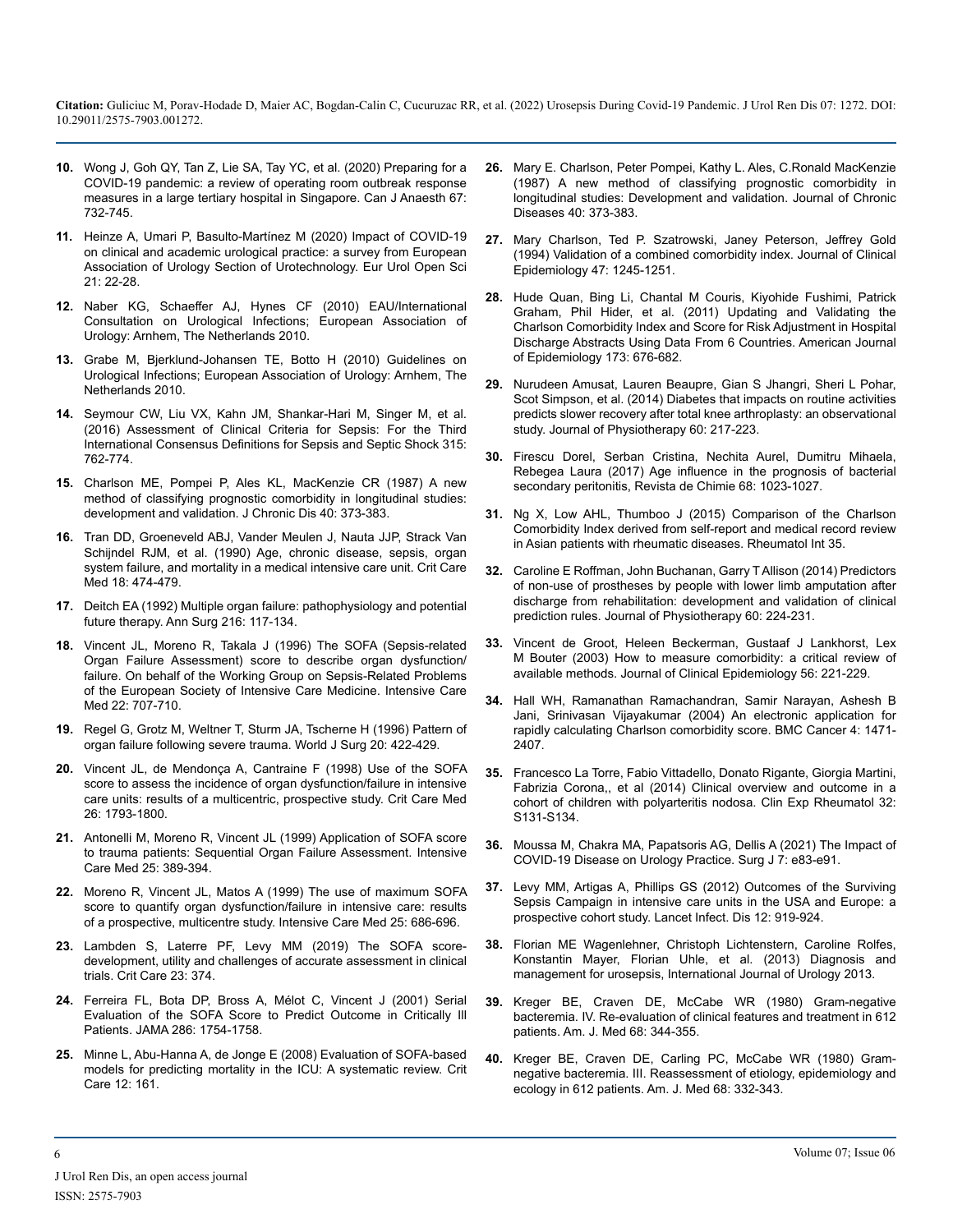10. Wong J, Goh QY, Tan Z, Lie SA, Tay YC, et al. (2020) Preparing for a COVID-19 pandemic: a review of operating room outbreak response measures in a large tertiary hospital in Singapore. Can J Anaesth 67: 732-745.

11. Heinze A, Umari P, Basulto-Martínez M (2020) Impact of COVID-19 on clinical and academic urological practice: a survey from European Association of Urology Section of Urotechnology. Eur Urol Open Sci 21: 22-28.

12. Naber KG, Schaeffer AJ, Hynes CF (2010) EAU/International Consultation on Urological Infections; European Association of Urology: Arnhem, The Netherlands 2010.

13. Grabe M, Bjerklund-Johansen TE, Botto H (2010) Guidelines on Urological Infections; European Association of Urology: Arnhem, The Netherlands 2010.

14. Seymour CW, Liu VX, Kahn JM, Shankar-Hari M, Singer M, et al. (2016) Assessment of Clinical Criteria for Sepsis: For the Third International Consensus Definitions for Sepsis and Septic Shock 315: 762-774.

15. Charlson ME, Pompei P, Ales KL, MacKenzie CR (1987) A new method of classifying prognostic comorbidity in longitudinal studies: development and validation. J Chronic Dis 40: 373-383.

16. Tran DD, Groeneveld ABJ, Vander Meulen J, Nauta JJP, Strack Van Schijndel RJM, et al. (1990) Age, chronic disease, sepsis, organ system failure, and mortality in a medical intensive care unit. Crit Care Med 18: 474-479.

17. Deitch EA (1992) Multiple organ failure: pathophysiology and potential future therapy. Ann Surg 216: 117-134.

18. Vincent JL, Moreno R, Takala J (1996) The SOFA (Sepsis-related Organ Failure Assessment) score to describe organ dysfunction/failure. On behalf of the Working Group on Sepsis-Related Problems of the European Society of Intensive Care Medicine. Intensive Care Med 22: 707-710.

19. Regel G, Grotz M, Weltner T, Sturm JA, Tscherne H (1996) Pattern of organ failure following severe trauma. World J Surg 20: 422-429.

20. Vincent JL, de Mendonça A, Cantraine F (1998) Use of the SOFA score to assess the incidence of organ dysfunction/failure in intensive care units: results of a multicentric, prospective study. Crit Care Med 26: 1793-1800.

21. Antonelli M, Moreno R, Vincent JL (1999) Application of SOFA score to trauma patients: Sequential Organ Failure Assessment. Intensive Care Med 25: 389-394.

22. Moreno R, Vincent JL, Matos A (1999) The use of maximum SOFA score to quantify organ dysfunction/failure in intensive care: results of a prospective, multicentre study. Intensive Care Med 25: 686-696.

23. Lambden S, Laterre PF, Levy MM (2019) The SOFA score-development, utility and challenges of accurate assessment in clinical trials. Crit Care 23: 374.

24. Ferreira FL, Bota DP, Bross A, Mélot C, Vincent J (2001) Serial Evaluation of the SOFA Score to Predict Outcome in Critically Ill Patients. JAMA 286: 1754-1758.

25. Minne L, Abu-Hanna A, de Jonge E (2008) Evaluation of SOFA-based models for predicting mortality in the ICU: A systematic review. Crit Care 12: 161.

26. Mary E. Charlson, Peter Pompei, Kathy L. Ales, C.Ronald MacKenzie (1987) A new method of classifying prognostic comorbidity in longitudinal studies: Development and validation. Journal of Chronic Diseases 40: 373-383.

27. Mary Charlson, Ted P. Szatrowski, Janey Peterson, Jeffrey Gold (1994) Validation of a combined comorbidity index. Journal of Clinical Epidemiology 47: 1245-1251.

28. Hude Quan, Bing Li, Chantal M Couris, Kiyohide Fushimi, Patrick Graham, Phil Hider, et al. (2011) Updating and Validating the Charlson Comorbidity Index and Score for Risk Adjustment in Hospital Discharge Abstracts Using Data From 6 Countries. American Journal of Epidemiology 173: 676-682.

29. Nurudeen Amusat, Lauren Beaupre, Gian S Jhangri, Sheri L Pohar, Scot Simpson, et al. (2014) Diabetes that impacts on routine activities predicts slower recovery after total knee arthroplasty: an observational study. Journal of Physiotherapy 60: 217-223.

30. Firescu Dorel, Serban Cristina, Nechita Aurel, Dumitru Mihaela, Rebegea Laura (2017) Age influence in the prognosis of bacterial secondary peritonitis, Revista de Chimie 68: 1023-1027.

31. Ng X, Low AHL, Thumboo J (2015) Comparison of the Charlson Comorbidity Index derived from self-report and medical record review in Asian patients with rheumatic diseases. Rheumatol Int 35.

32. Caroline E Roffman, John Buchanan, Garry T Allison (2014) Predictors of non-use of prostheses by people with lower limb amputation after discharge from rehabilitation: development and validation of clinical prediction rules. Journal of Physiotherapy 60: 224-231.

33. Vincent de Groot, Heleen Beckerman, Gustaaf J Lankhorst, Lex M Bouter (2003) How to measure comorbidity: a critical review of available methods. Journal of Clinical Epidemiology 56: 221-229.

34. Hall WH, Ramanathan Ramachandran, Samir Narayan, Ashesh B Jani, Srinivasan Vijayakumar (2004) An electronic application for rapidly calculating Charlson comorbidity score. BMC Cancer 4: 1471-2407.

35. Francesco La Torre, Fabio Vittadello, Donato Rigante, Giorgia Martini, Fabrizia Corona,, et al (2014) Clinical overview and outcome in a cohort of children with polyarteritis nodosa. Clin Exp Rheumatol 32: S131-S134.

36. Moussa M, Chakra MA, Papatsoris AG, Dellis A (2021) The Impact of COVID-19 Disease on Urology Practice. Surg J 7: e83-e91.

37. Levy MM, Artigas A, Phillips GS (2012) Outcomes of the Surviving Sepsis Campaign in intensive care units in the USA and Europe: a prospective cohort study. Lancet Infect. Dis 12: 919-924.

38. Florian ME Wagenlehner, Christoph Lichtenstern, Caroline Rolfes, Konstantin Mayer, Florian Uhle, et al. (2013) Diagnosis and management for urosepsis, International Journal of Urology 2013.

39. Kreger BE, Craven DE, McCabe WR (1980) Gram-negative bacteremia. IV. Re-evaluation of clinical features and treatment in 612 patients. Am. J. Med 68: 344-355.

40. Kreger BE, Craven DE, Carling PC, McCabe WR (1980) Gram-negative bacteremia. III. Reassessment of etiology, epidemiology and ecology in 612 patients. Am. J. Med 68: 332-343.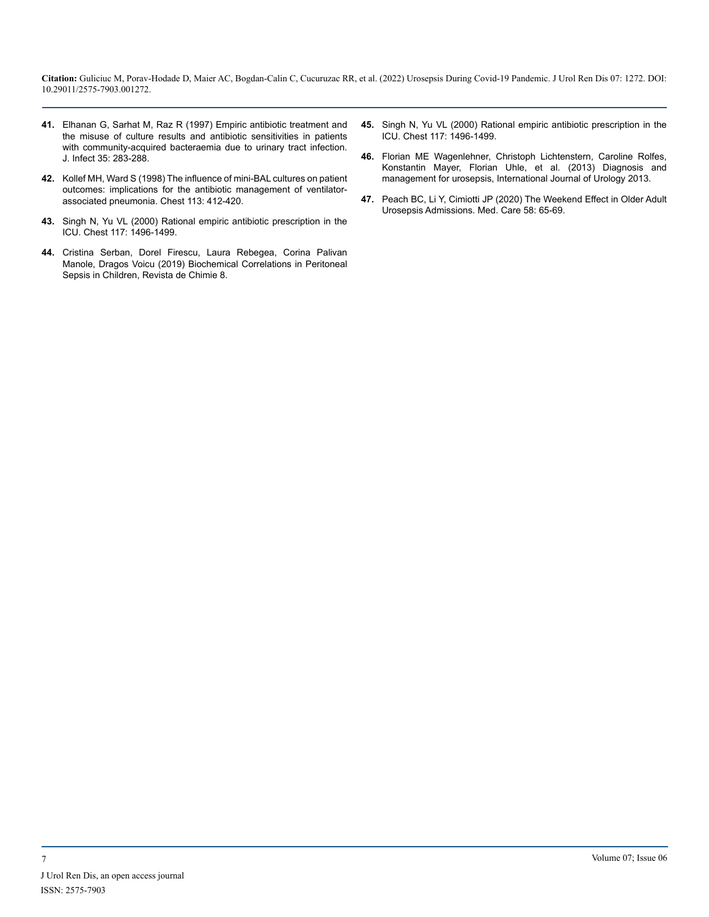41. Elhanan G, Sarhat M, Raz R (1997) Empiric antibiotic treatment and the misuse of culture results and antibiotic sensitivities in patients with community-acquired bacteraemia due to urinary tract infection. J. Infect 35: 283-288.

42. Kollef MH, Ward S (1998) The influence of mini-BAL cultures on patient outcomes: implications for the antibiotic management of ventilator-associated pneumonia. Chest 113: 412-420.

43. Singh N, Yu VL (2000) Rational empiric antibiotic prescription in the ICU. Chest 117: 1496-1499.

44. Cristina Serban, Dorel Firescu, Laura Rebegea, Corina Palivan Manole, Dragos Voicu (2019) Biochemical Correlations in Peritoneal Sepsis in Children, Revista de Chimie 8.

45. Singh N, Yu VL (2000) Rational empiric antibiotic prescription in the ICU. Chest 117: 1496-1499.

46. Florian ME Wagenlehner, Christoph Lichtenstern, Caroline Rolfes, Konstantin Mayer, Florian Uhle, et al. (2013) Diagnosis and management for urosepsis, International Journal of Urology 2013.

47. Peach BC, Li Y, Cimiotti JP (2020) The Weekend Effect in Older Adult Urosepsis Admissions. Med. Care 58: 65-69.